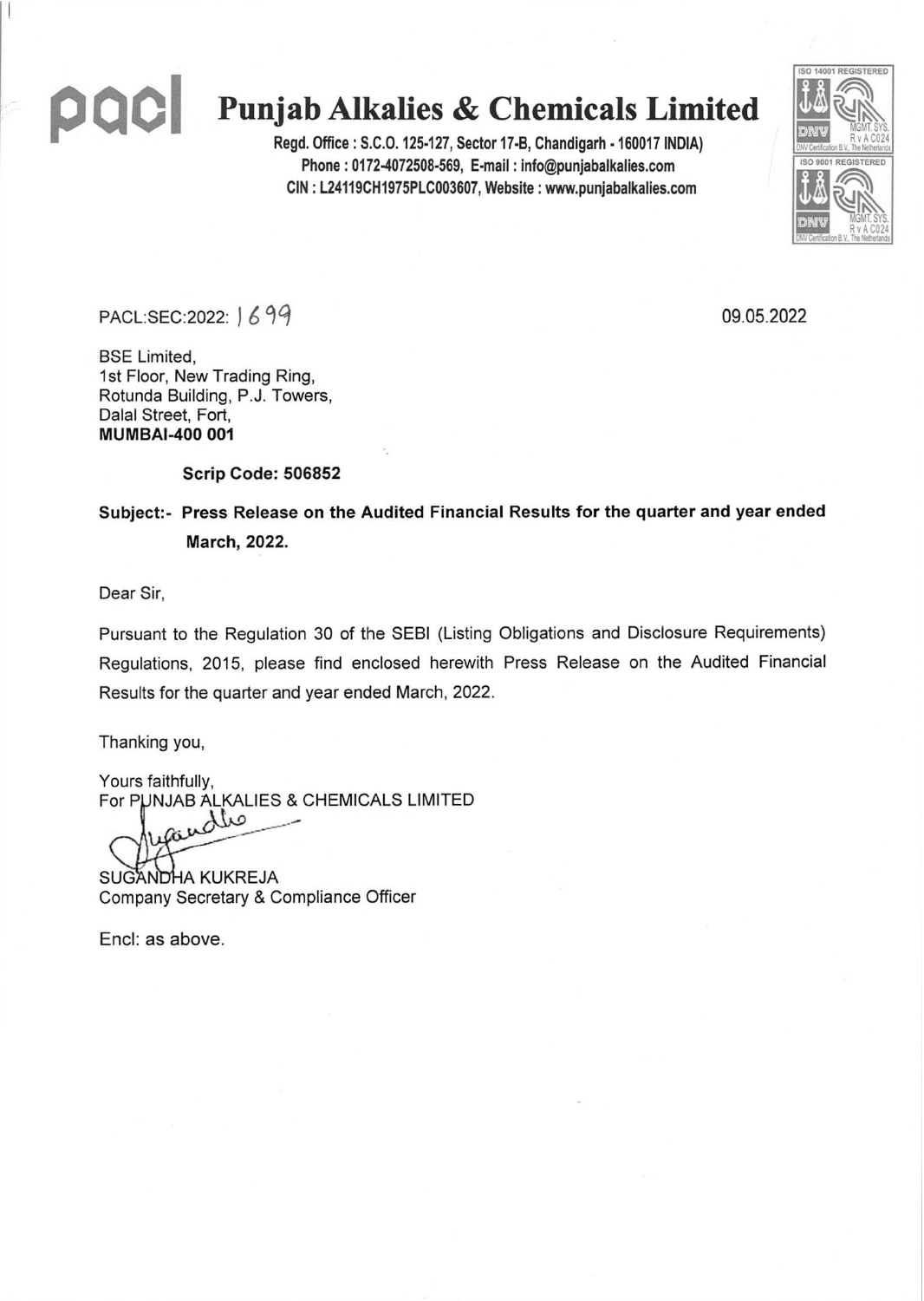# Punjab Alkalies & Chemicals Limited

**Regd. Office : S.C.O. 125-127, Sector 17-B, Chandigarh - 160017 INDIA)**
**Phone : 0172-4072508-569, E-mail : info@punjabalkalies.com**
**CIN : L24119CH1975PLC003607, Website : www.punjabalkalies.com**

PACL:SEC:2022: 1699

09.05.2022

BSE Limited,
1st Floor, New Trading Ring,
Rotunda Building, P.J. Towers,
Dalal Street, Fort,
**MUMBAI-400 001**

**Scrip Code: 506852**

**Subject:- Press Release on the Audited Financial Results for the quarter and year ended March, 2022.**

Dear Sir,

Pursuant to the Regulation 30 of the SEBI (Listing Obligations and Disclosure Requirements) Regulations, 2015, please find enclosed herewith Press Release on the Audited Financial Results for the quarter and year ended March, 2022.

Thanking you,

Yours faithfully,
For PUNJAB ALKALIES & CHEMICALS LIMITED

SUGANDHA KUKREJA
Company Secretary & Compliance Officer

Encl: as above.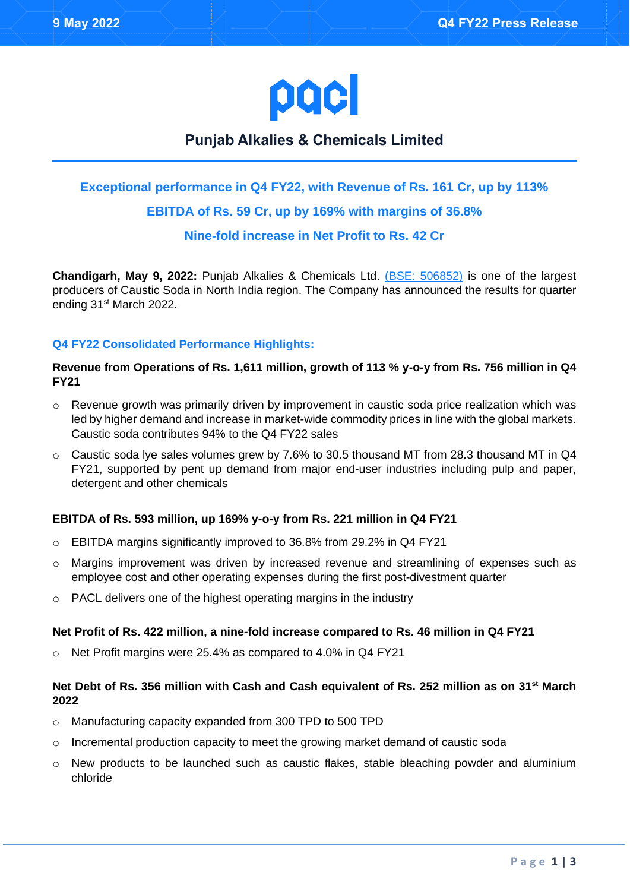# pacl

## Punjab Alkalies & Chemicals Limited

### Exceptional performance in Q4 FY22, with Revenue of Rs. 161 Cr, up by 113%

### EBITDA of Rs. 59 Cr, up by 169% with margins of 36.8%

### Nine-fold increase in Net Profit to Rs. 42 Cr

**Chandigarh, May 9, 2022:** Punjab Alkalies & Chemicals Ltd. (BSE: 506852) is one of the largest producers of Caustic Soda in North India region. The Company has announced the results for quarter ending 31st March 2022.

### Q4 FY22 Consolidated Performance Highlights:

**Revenue from Operations of Rs. 1,611 million, growth of 113 % y-o-y from Rs. 756 million in Q4 FY21**

- Revenue growth was primarily driven by improvement in caustic soda price realization which was led by higher demand and increase in market-wide commodity prices in line with the global markets. Caustic soda contributes 94% to the Q4 FY22 sales
- Caustic soda lye sales volumes grew by 7.6% to 30.5 thousand MT from 28.3 thousand MT in Q4 FY21, supported by pent up demand from major end-user industries including pulp and paper, detergent and other chemicals

**EBITDA of Rs. 593 million, up 169% y-o-y from Rs. 221 million in Q4 FY21**

- EBITDA margins significantly improved to 36.8% from 29.2% in Q4 FY21
- Margins improvement was driven by increased revenue and streamlining of expenses such as employee cost and other operating expenses during the first post-divestment quarter
- PACL delivers one of the highest operating margins in the industry

**Net Profit of Rs. 422 million, a nine-fold increase compared to Rs. 46 million in Q4 FY21**

- Net Profit margins were 25.4% as compared to 4.0% in Q4 FY21

**Net Debt of Rs. 356 million with Cash and Cash equivalent of Rs. 252 million as on 31st March 2022**

- Manufacturing capacity expanded from 300 TPD to 500 TPD
- Incremental production capacity to meet the growing market demand of caustic soda
- New products to be launched such as caustic flakes, stable bleaching powder and aluminium chloride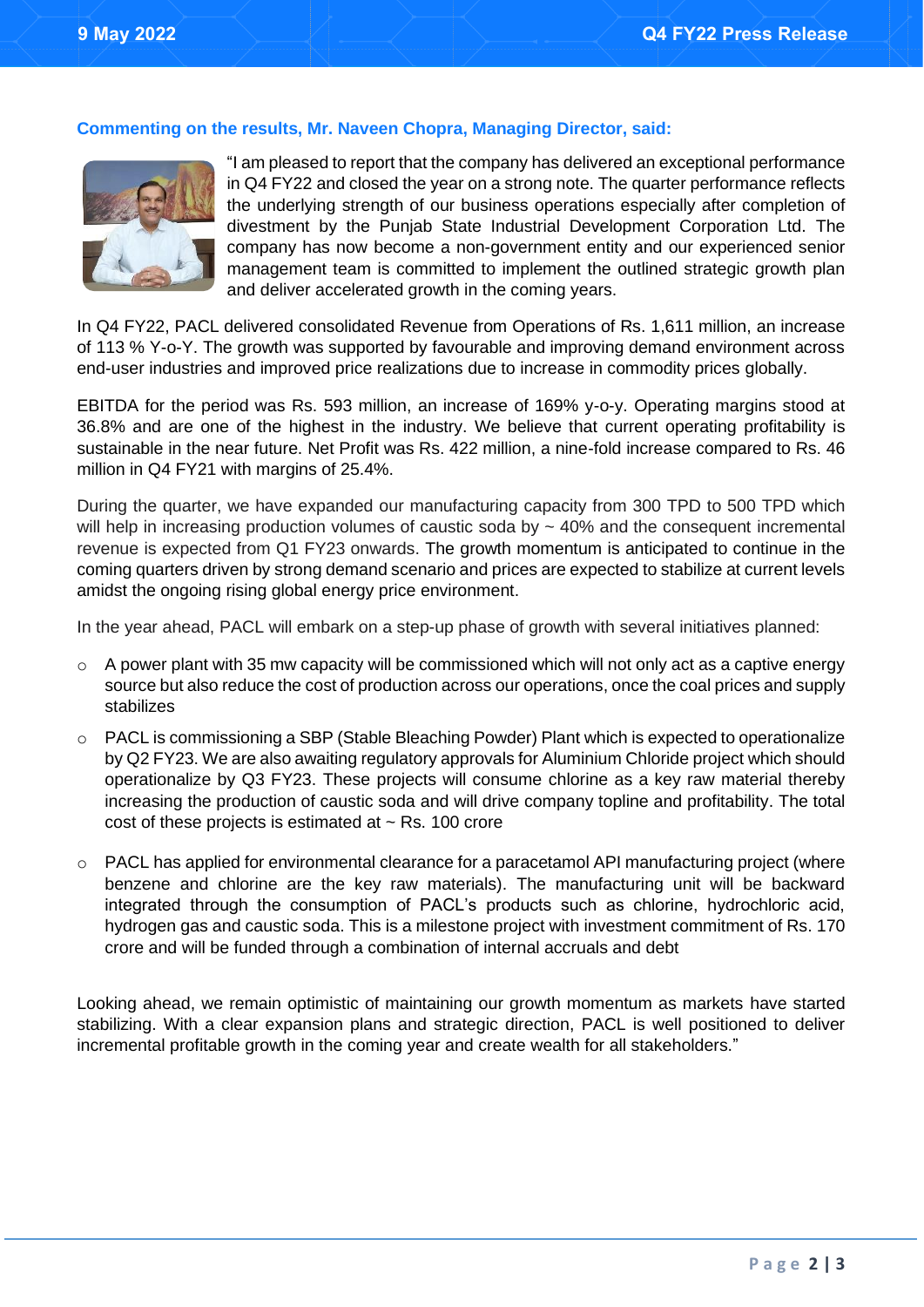### Commenting on the results, Mr. Naveen Chopra, Managing Director, said:

"I am pleased to report that the company has delivered an exceptional performance in Q4 FY22 and closed the year on a strong note. The quarter performance reflects the underlying strength of our business operations especially after completion of divestment by the Punjab State Industrial Development Corporation Ltd. The company has now become a non-government entity and our experienced senior management team is committed to implement the outlined strategic growth plan and deliver accelerated growth in the coming years.

In Q4 FY22, PACL delivered consolidated Revenue from Operations of Rs. 1,611 million, an increase of 113 % Y-o-Y. The growth was supported by favourable and improving demand environment across end-user industries and improved price realizations due to increase in commodity prices globally.

EBITDA for the period was Rs. 593 million, an increase of 169% y-o-y. Operating margins stood at 36.8% and are one of the highest in the industry. We believe that current operating profitability is sustainable in the near future. Net Profit was Rs. 422 million, a nine-fold increase compared to Rs. 46 million in Q4 FY21 with margins of 25.4%.

During the quarter, we have expanded our manufacturing capacity from 300 TPD to 500 TPD which will help in increasing production volumes of caustic soda by ~ 40% and the consequent incremental revenue is expected from Q1 FY23 onwards. The growth momentum is anticipated to continue in the coming quarters driven by strong demand scenario and prices are expected to stabilize at current levels amidst the ongoing rising global energy price environment.

In the year ahead, PACL will embark on a step-up phase of growth with several initiatives planned:

- A power plant with 35 mw capacity will be commissioned which will not only act as a captive energy source but also reduce the cost of production across our operations, once the coal prices and supply stabilizes
- PACL is commissioning a SBP (Stable Bleaching Powder) Plant which is expected to operationalize by Q2 FY23. We are also awaiting regulatory approvals for Aluminium Chloride project which should operationalize by Q3 FY23. These projects will consume chlorine as a key raw material thereby increasing the production of caustic soda and will drive company topline and profitability. The total cost of these projects is estimated at ~ Rs. 100 crore
- PACL has applied for environmental clearance for a paracetamol API manufacturing project (where benzene and chlorine are the key raw materials). The manufacturing unit will be backward integrated through the consumption of PACL's products such as chlorine, hydrochloric acid, hydrogen gas and caustic soda. This is a milestone project with investment commitment of Rs. 170 crore and will be funded through a combination of internal accruals and debt

Looking ahead, we remain optimistic of maintaining our growth momentum as markets have started stabilizing. With a clear expansion plans and strategic direction, PACL is well positioned to deliver incremental profitable growth in the coming year and create wealth for all stakeholders."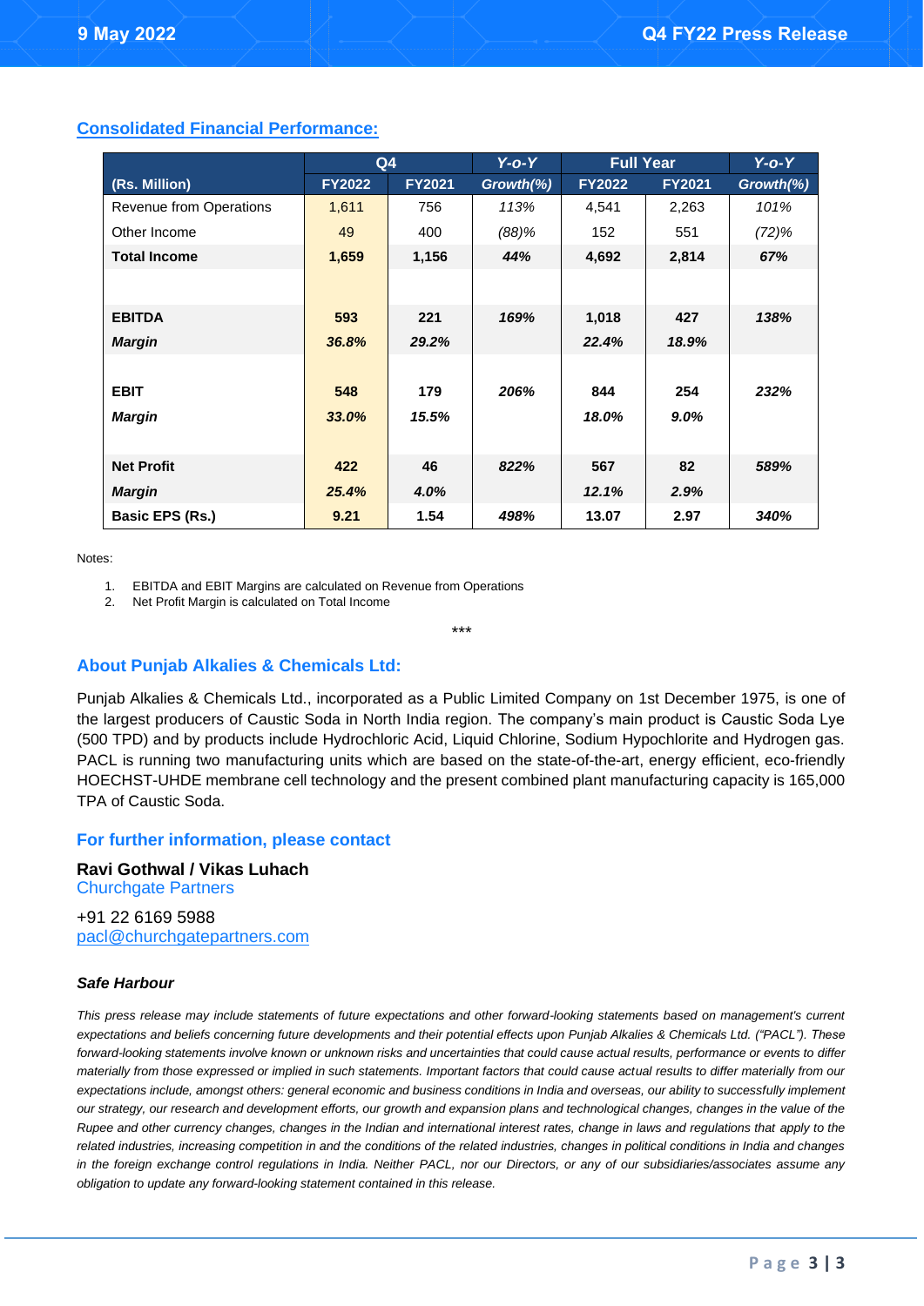## Consolidated Financial Performance:

| (Rs. Million) | Q4 FY2022 | Q4 FY2021 | *Y-o-Y Growth(%)* | Full Year FY2022 | Full Year FY2021 | *Y-o-Y Growth(%)* |
|---|---|---|---|---|---|---|
| Revenue from Operations | 1,611 | 756 | *113%* | 4,541 | 2,263 | *101%* |
| Other Income | 49 | 400 | *(88)%* | 152 | 551 | *(72)%* |
| **Total Income** | **1,659** | **1,156** | ***44%*** | **4,692** | **2,814** | ***67%*** |
| | | | | | | |
| **EBITDA** | **593** | **221** | ***169%*** | **1,018** | **427** | ***138%*** |
| ***Margin*** | ***36.8%*** | ***29.2%*** | | ***22.4%*** | ***18.9%*** | |
| | | | | | | |
| **EBIT** | **548** | **179** | ***206%*** | **844** | **254** | ***232%*** |
| ***Margin*** | ***33.0%*** | ***15.5%*** | | ***18.0%*** | ***9.0%*** | |
| | | | | | | |
| **Net Profit** | **422** | **46** | ***822%*** | **567** | **82** | ***589%*** |
| ***Margin*** | ***25.4%*** | ***4.0%*** | | ***12.1%*** | ***2.9%*** | |
| **Basic EPS (Rs.)** | **9.21** | **1.54** | ***498%*** | **13.07** | **2.97** | ***340%*** |

Notes:

1. EBITDA and EBIT Margins are calculated on Revenue from Operations
2. Net Profit Margin is calculated on Total Income

***

### About Punjab Alkalies & Chemicals Ltd:

Punjab Alkalies & Chemicals Ltd., incorporated as a Public Limited Company on 1st December 1975, is one of the largest producers of Caustic Soda in North India region. The company's main product is Caustic Soda Lye (500 TPD) and by products include Hydrochloric Acid, Liquid Chlorine, Sodium Hypochlorite and Hydrogen gas. PACL is running two manufacturing units which are based on the state-of-the-art, energy efficient, eco-friendly HOECHST-UHDE membrane cell technology and the present combined plant manufacturing capacity is 165,000 TPA of Caustic Soda.

### For further information, please contact

**Ravi Gothwal / Vikas Luhach**
Churchgate Partners

+91 22 6169 5988
pacl@churchgatepartners.com

***Safe Harbour***

*This press release may include statements of future expectations and other forward-looking statements based on management's current expectations and beliefs concerning future developments and their potential effects upon Punjab Alkalies & Chemicals Ltd. ("PACL"). These forward-looking statements involve known or unknown risks and uncertainties that could cause actual results, performance or events to differ materially from those expressed or implied in such statements. Important factors that could cause actual results to differ materially from our expectations include, amongst others: general economic and business conditions in India and overseas, our ability to successfully implement our strategy, our research and development efforts, our growth and expansion plans and technological changes, changes in the value of the Rupee and other currency changes, changes in the Indian and international interest rates, change in laws and regulations that apply to the related industries, increasing competition in and the conditions of the related industries, changes in political conditions in India and changes in the foreign exchange control regulations in India. Neither PACL, nor our Directors, or any of our subsidiaries/associates assume any obligation to update any forward-looking statement contained in this release.*